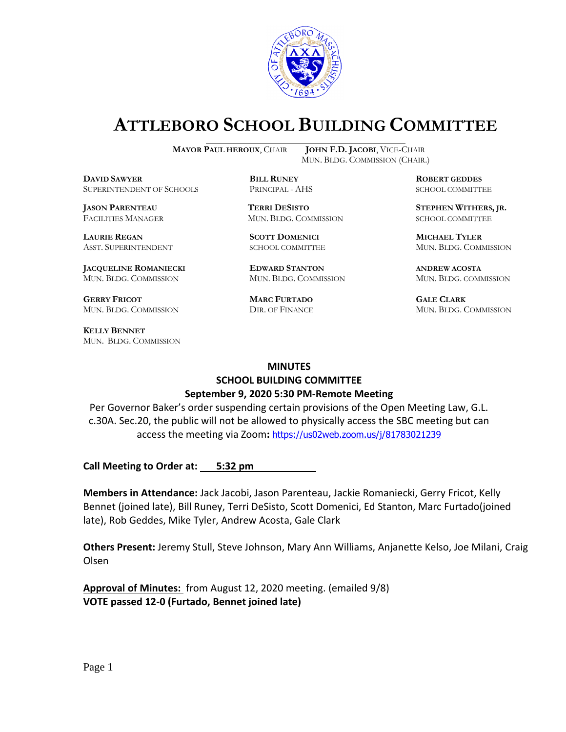# ATTLEBORO SCHOOL BUILDING COMMITTEE

**MAYOR PAUL HEROUX**, CHAIR
**JOHN F.D. JACOBI**, VICE-CHAIR
MUN. BLDG. COMMISSION (CHAIR.)

**DAVID SAWYER**
SUPERINTENDENT OF SCHOOLS

**BILL RUNEY**
PRINCIPAL - AHS

**ROBERT GEDDES**
SCHOOL COMMITTEE

**JASON PARENTEAU**
FACILITIES MANAGER

**TERRI DESISTO**
MUN. BLDG. COMMISSION

**STEPHEN WITHERS, JR.**
SCHOOL COMMITTEE

**LAURIE REGAN**
ASST. SUPERINTENDENT

**SCOTT DOMENICI**
SCHOOL COMMITTEE

**MICHAEL TYLER**
MUN. BLDG. COMMISSION

**JACQUELINE ROMANIECKI**
MUN. BLDG. COMMISSION

**EDWARD STANTON**
MUN. BLDG. COMMISSION

**ANDREW ACOSTA**
MUN. BLDG. COMMISSION

**GERRY FRICOT**
MUN. BLDG. COMMISSION

**MARC FURTADO**
DIR. OF FINANCE

**GALE CLARK**
MUN. BLDG. COMMISSION

**KELLY BENNET**
MUN. BLDG. COMMISSION

## MINUTES
## SCHOOL BUILDING COMMITTEE
## September 9, 2020 5:30 PM-Remote Meeting

Per Governor Baker's order suspending certain provisions of the Open Meeting Law, G.L. c.30A. Sec.20, the public will not be allowed to physically access the SBC meeting but can access the meeting via Zoom**:** https://us02web.zoom.us/j/81783021239

**Call Meeting to Order at: 5:32 pm**

**Members in Attendance:** Jack Jacobi, Jason Parenteau, Jackie Romaniecki, Gerry Fricot, Kelly Bennet (joined late), Bill Runey, Terri DeSisto, Scott Domenici, Ed Stanton, Marc Furtado(joined late), Rob Geddes, Mike Tyler, Andrew Acosta, Gale Clark

**Others Present:** Jeremy Stull, Steve Johnson, Mary Ann Williams, Anjanette Kelso, Joe Milani, Craig Olsen

**Approval of Minutes:** from August 12, 2020 meeting. (emailed 9/8)
**VOTE passed 12-0 (Furtado, Bennet joined late)**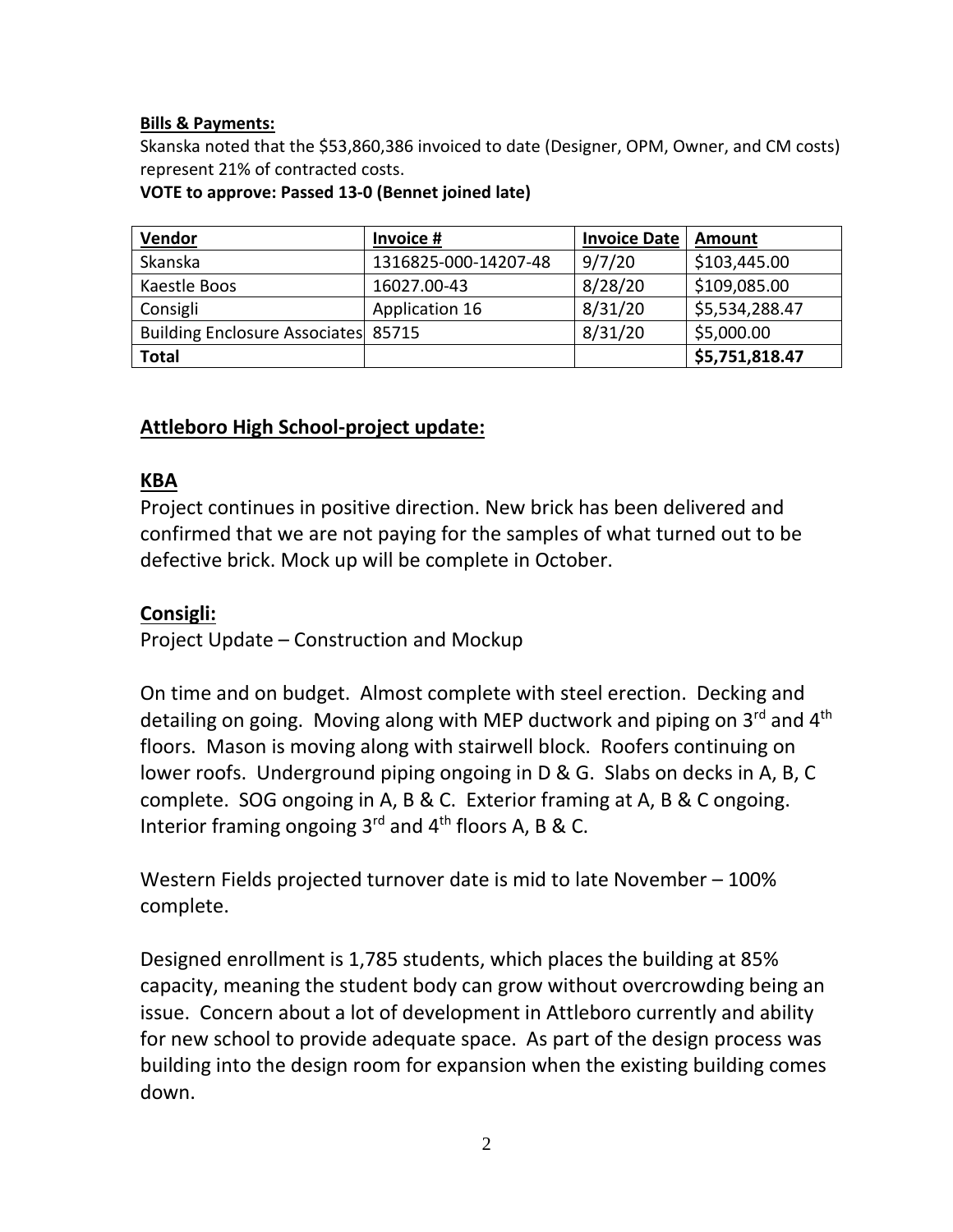**Bills & Payments:**

Skanska noted that the $53,860,386 invoiced to date (Designer, OPM, Owner, and CM costs) represent 21% of contracted costs.

**VOTE to approve: Passed 13-0 (Bennet joined late)**

| Vendor | Invoice # | Invoice Date | Amount |
|---|---|---|---|
| Skanska | 1316825-000-14207-48 | 9/7/20 | $103,445.00 |
| Kaestle Boos | 16027.00-43 | 8/28/20 | $109,085.00 |
| Consigli | Application 16 | 8/31/20 | $5,534,288.47 |
| Building Enclosure Associates | 85715 | 8/31/20 | $5,000.00 |
| **Total** | | | **$5,751,818.47** |

## Attleboro High School-project update:

## KBA

Project continues in positive direction. New brick has been delivered and confirmed that we are not paying for the samples of what turned out to be defective brick. Mock up will be complete in October.

## Consigli:

Project Update – Construction and Mockup

On time and on budget. Almost complete with steel erection. Decking and detailing on going. Moving along with MEP ductwork and piping on 3rd and 4th floors. Mason is moving along with stairwell block. Roofers continuing on lower roofs. Underground piping ongoing in D & G. Slabs on decks in A, B, C complete. SOG ongoing in A, B & C. Exterior framing at A, B & C ongoing. Interior framing ongoing 3rd and 4th floors A, B & C.

Western Fields projected turnover date is mid to late November – 100% complete.

Designed enrollment is 1,785 students, which places the building at 85% capacity, meaning the student body can grow without overcrowding being an issue. Concern about a lot of development in Attleboro currently and ability for new school to provide adequate space. As part of the design process was building into the design room for expansion when the existing building comes down.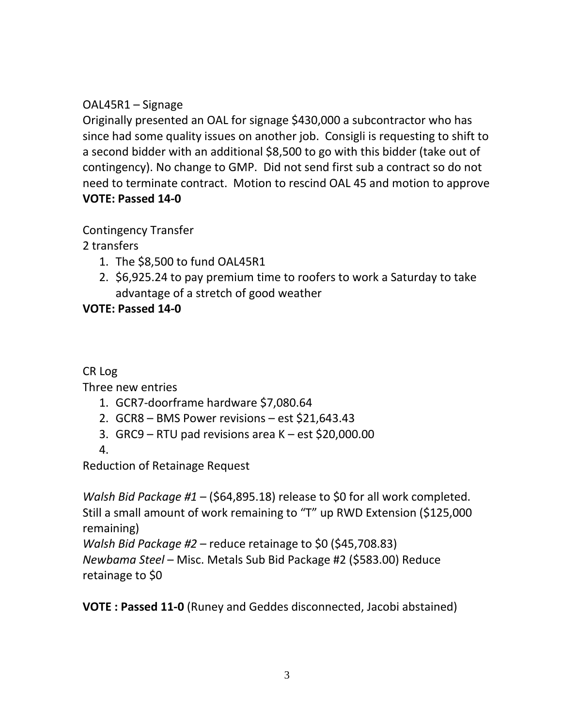OAL45R1 – Signage

Originally presented an OAL for signage $430,000 a subcontractor who has since had some quality issues on another job. Consigli is requesting to shift to a second bidder with an additional $8,500 to go with this bidder (take out of contingency). No change to GMP. Did not send first sub a contract so do not need to terminate contract. Motion to rescind OAL 45 and motion to approve

**VOTE: Passed 14-0**

Contingency Transfer

2 transfers

1. The $8,500 to fund OAL45R1
2. $6,925.24 to pay premium time to roofers to work a Saturday to take advantage of a stretch of good weather

**VOTE: Passed 14-0**

CR Log

Three new entries

1. GCR7-doorframe hardware $7,080.64
2. GCR8 – BMS Power revisions – est $21,643.43
3. GRC9 – RTU pad revisions area K – est $20,000.00
4.

Reduction of Retainage Request

*Walsh Bid Package #1* – ($64,895.18) release to $0 for all work completed. Still a small amount of work remaining to "T" up RWD Extension ($125,000 remaining)

*Walsh Bid Package #2* – reduce retainage to $0 ($45,708.83)

*Newbama Steel* – Misc. Metals Sub Bid Package #2 ($583.00) Reduce retainage to $0

**VOTE : Passed 11-0** (Runey and Geddes disconnected, Jacobi abstained)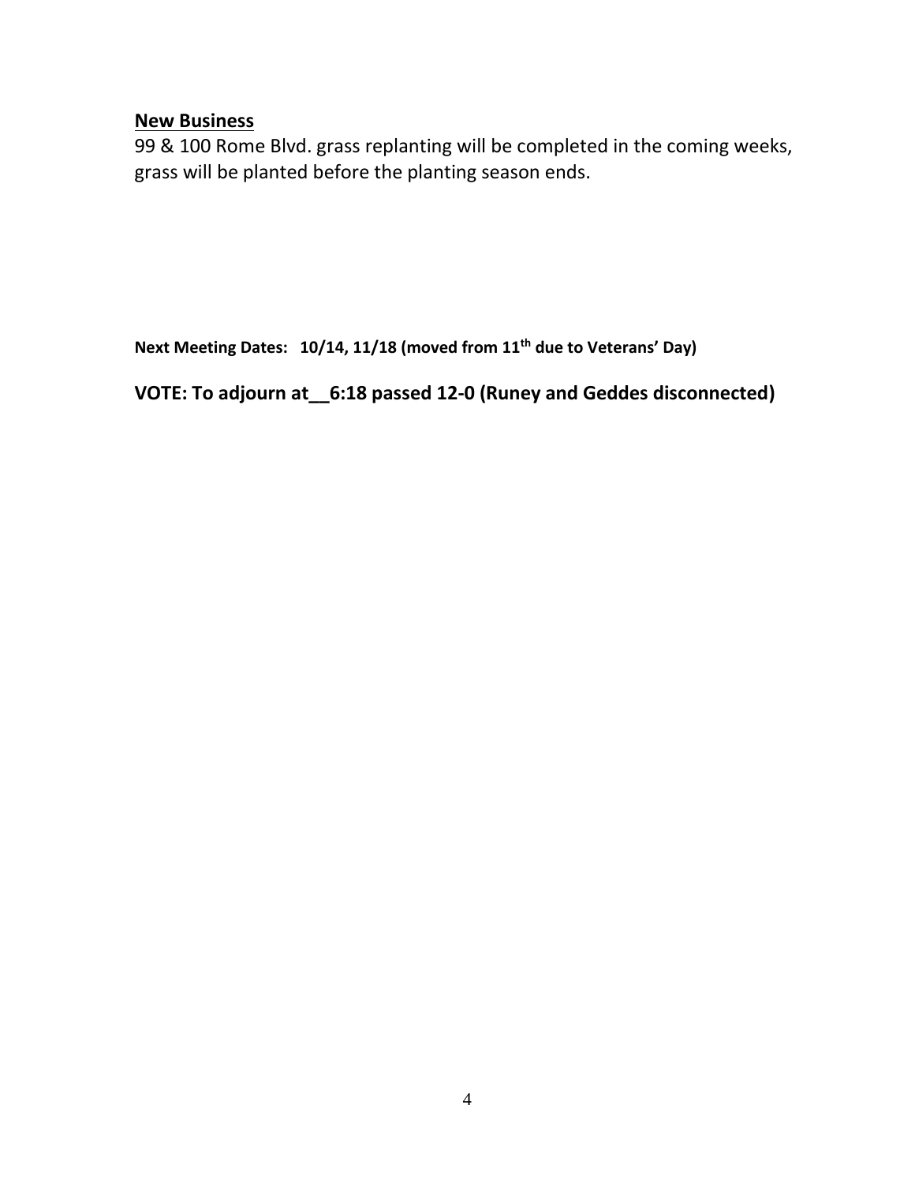## **New Business**

99 & 100 Rome Blvd. grass replanting will be completed in the coming weeks, grass will be planted before the planting season ends.

**Next Meeting Dates: 10/14, 11/18 (moved from 11th due to Veterans' Day)**

**VOTE: To adjourn at__6:18 passed 12-0 (Runey and Geddes disconnected)**